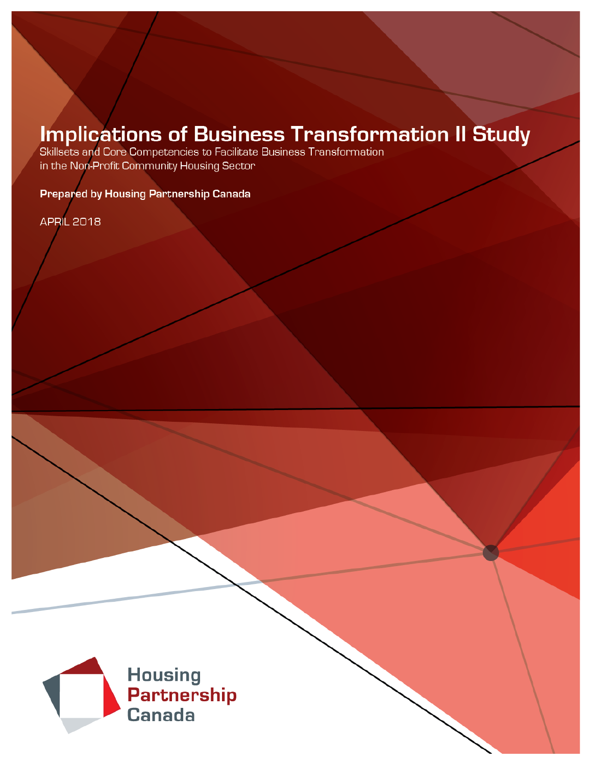# Implications of Business Transformation II Study

Skillsets and Core Competencies to Facilitate Business Transformation in the Non-Profit Community Housing Sector

**Prepared by Housing Partnership Canada**

APRIL 2018

Housing Partnership Canada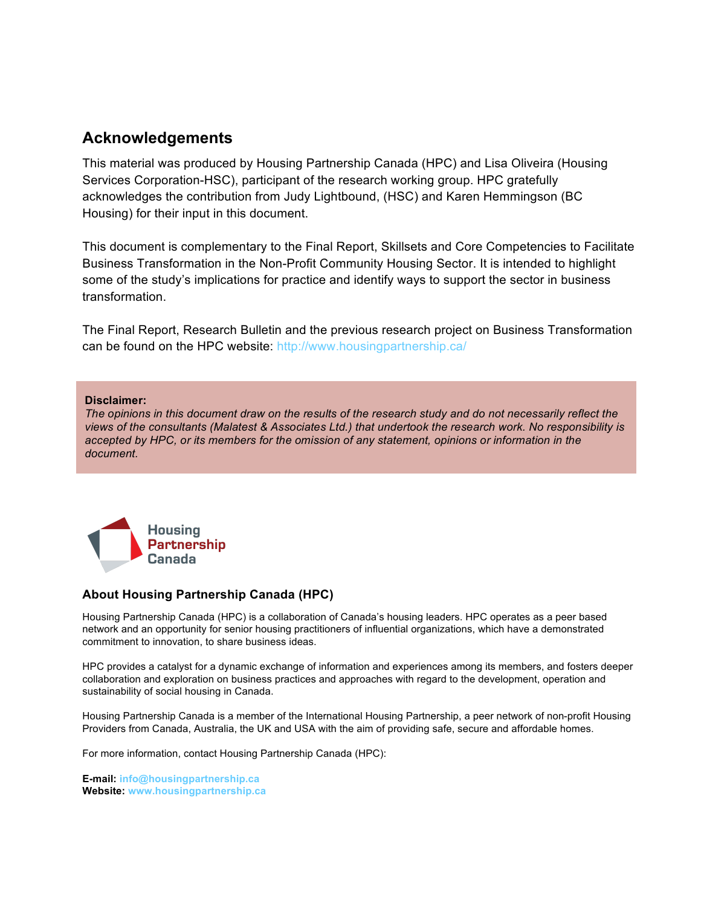## Acknowledgements

This material was produced by Housing Partnership Canada (HPC) and Lisa Oliveira (Housing Services Corporation-HSC), participant of the research working group. HPC gratefully acknowledges the contribution from Judy Lightbound, (HSC) and Karen Hemmingson (BC Housing) for their input in this document.

This document is complementary to the Final Report, Skillsets and Core Competencies to Facilitate Business Transformation in the Non-Profit Community Housing Sector. It is intended to highlight some of the study's implications for practice and identify ways to support the sector in business transformation.

The Final Report, Research Bulletin and the previous research project on Business Transformation can be found on the HPC website: http://www.housingpartnership.ca/

**Disclaimer:**
*The opinions in this document draw on the results of the research study and do not necessarily reflect the views of the consultants (Malatest & Associates Ltd.) that undertook the research work. No responsibility is accepted by HPC, or its members for the omission of any statement, opinions or information in the document.*

Housing Partnership Canada

### About Housing Partnership Canada (HPC)

Housing Partnership Canada (HPC) is a collaboration of Canada's housing leaders. HPC operates as a peer based network and an opportunity for senior housing practitioners of influential organizations, which have a demonstrated commitment to innovation, to share business ideas.

HPC provides a catalyst for a dynamic exchange of information and experiences among its members, and fosters deeper collaboration and exploration on business practices and approaches with regard to the development, operation and sustainability of social housing in Canada.

Housing Partnership Canada is a member of the International Housing Partnership, a peer network of non-profit Housing Providers from Canada, Australia, the UK and USA with the aim of providing safe, secure and affordable homes.

For more information, contact Housing Partnership Canada (HPC):

**E-mail:** info@housingpartnership.ca
**Website:** www.housingpartnership.ca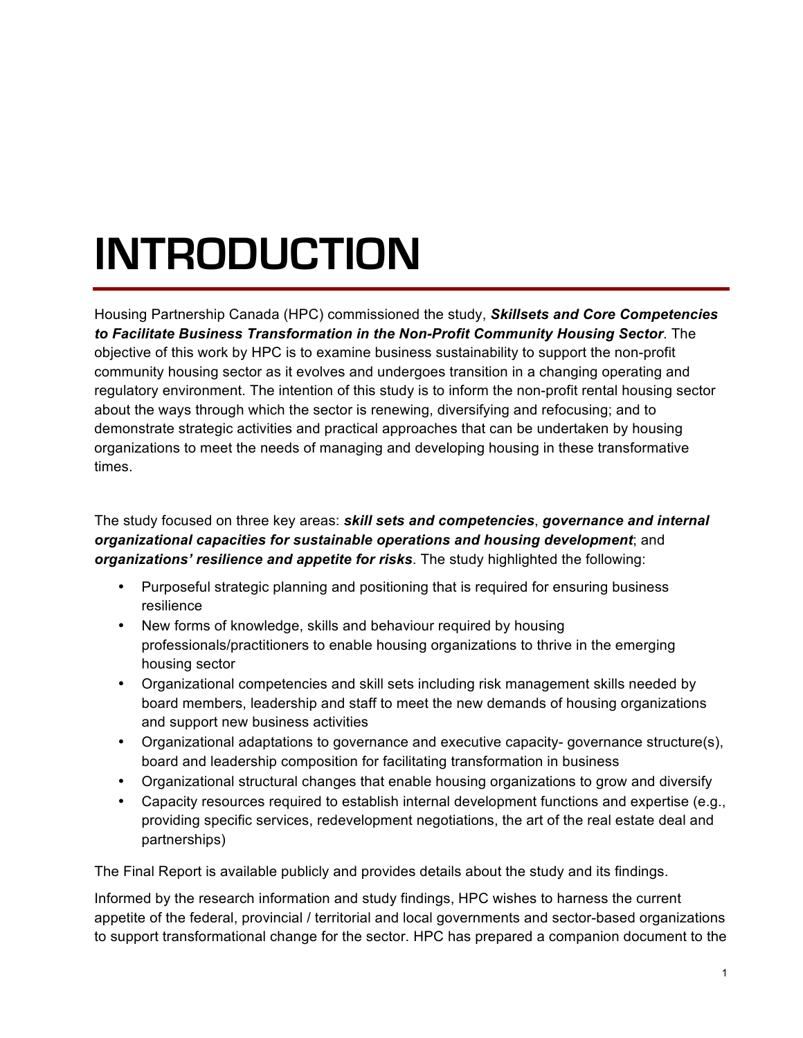# INTRODUCTION

Housing Partnership Canada (HPC) commissioned the study, ***Skillsets and Core Competencies to Facilitate Business Transformation in the Non-Profit Community Housing Sector***. The objective of this work by HPC is to examine business sustainability to support the non-profit community housing sector as it evolves and undergoes transition in a changing operating and regulatory environment. The intention of this study is to inform the non-profit rental housing sector about the ways through which the sector is renewing, diversifying and refocusing; and to demonstrate strategic activities and practical approaches that can be undertaken by housing organizations to meet the needs of managing and developing housing in these transformative times.

The study focused on three key areas: ***skill sets and competencies***, ***governance and internal organizational capacities for sustainable operations and housing development***; and ***organizations' resilience and appetite for risks***. The study highlighted the following:

- Purposeful strategic planning and positioning that is required for ensuring business resilience
- New forms of knowledge, skills and behaviour required by housing professionals/practitioners to enable housing organizations to thrive in the emerging housing sector
- Organizational competencies and skill sets including risk management skills needed by board members, leadership and staff to meet the new demands of housing organizations and support new business activities
- Organizational adaptations to governance and executive capacity- governance structure(s), board and leadership composition for facilitating transformation in business
- Organizational structural changes that enable housing organizations to grow and diversify
- Capacity resources required to establish internal development functions and expertise (e.g., providing specific services, redevelopment negotiations, the art of the real estate deal and partnerships)

The Final Report is available publicly and provides details about the study and its findings.

Informed by the research information and study findings, HPC wishes to harness the current appetite of the federal, provincial / territorial and local governments and sector-based organizations to support transformational change for the sector. HPC has prepared a companion document to the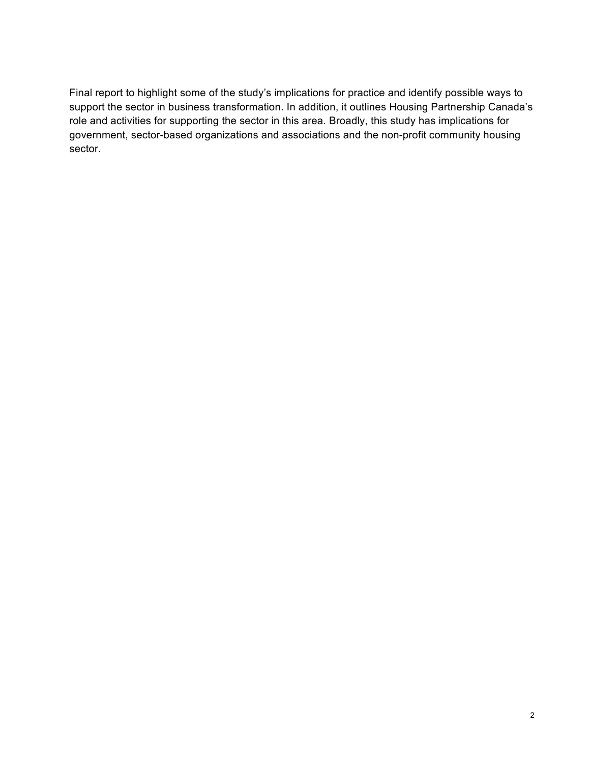Final report to highlight some of the study's implications for practice and identify possible ways to support the sector in business transformation. In addition, it outlines Housing Partnership Canada's role and activities for supporting the sector in this area. Broadly, this study has implications for government, sector-based organizations and associations and the non-profit community housing sector.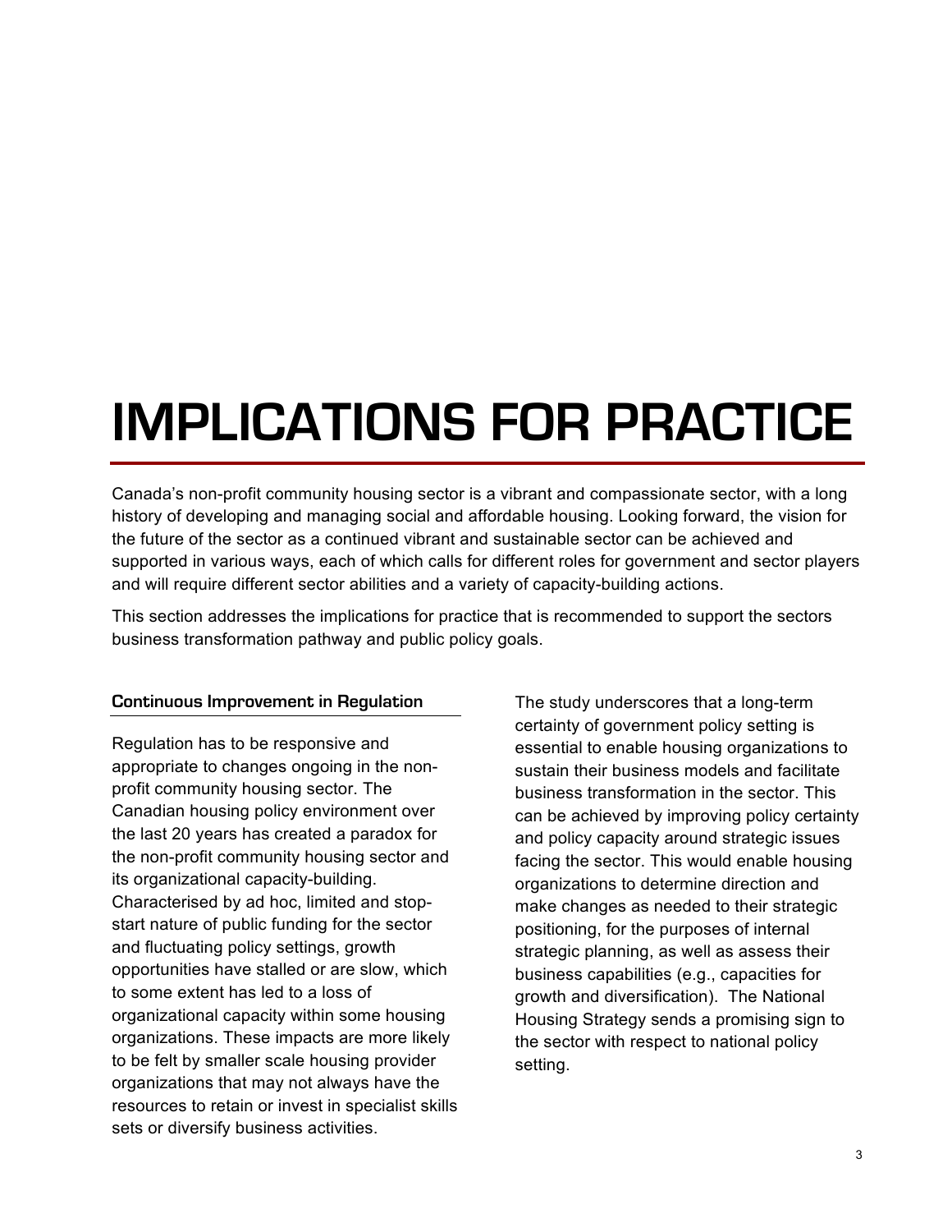# IMPLICATIONS FOR PRACTICE

Canada's non-profit community housing sector is a vibrant and compassionate sector, with a long history of developing and managing social and affordable housing. Looking forward, the vision for the future of the sector as a continued vibrant and sustainable sector can be achieved and supported in various ways, each of which calls for different roles for government and sector players and will require different sector abilities and a variety of capacity-building actions.

This section addresses the implications for practice that is recommended to support the sectors business transformation pathway and public policy goals.

### Continuous Improvement in Regulation

Regulation has to be responsive and appropriate to changes ongoing in the non-profit community housing sector. The Canadian housing policy environment over the last 20 years has created a paradox for the non-profit community housing sector and its organizational capacity-building. Characterised by ad hoc, limited and stop-start nature of public funding for the sector and fluctuating policy settings, growth opportunities have stalled or are slow, which to some extent has led to a loss of organizational capacity within some housing organizations. These impacts are more likely to be felt by smaller scale housing provider organizations that may not always have the resources to retain or invest in specialist skills sets or diversify business activities.

The study underscores that a long-term certainty of government policy setting is essential to enable housing organizations to sustain their business models and facilitate business transformation in the sector. This can be achieved by improving policy certainty and policy capacity around strategic issues facing the sector. This would enable housing organizations to determine direction and make changes as needed to their strategic positioning, for the purposes of internal strategic planning, as well as assess their business capabilities (e.g., capacities for growth and diversification). The National Housing Strategy sends a promising sign to the sector with respect to national policy setting.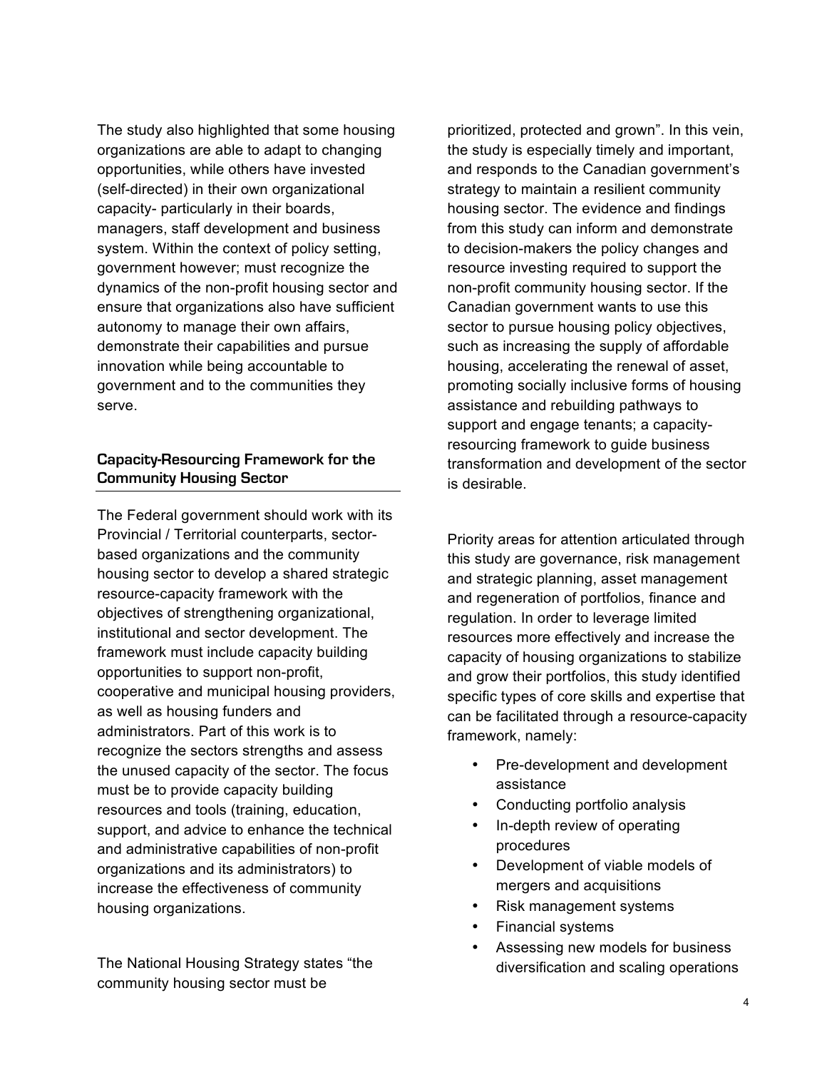The study also highlighted that some housing organizations are able to adapt to changing opportunities, while others have invested (self-directed) in their own organizational capacity- particularly in their boards, managers, staff development and business system. Within the context of policy setting, government however; must recognize the dynamics of the non-profit housing sector and ensure that organizations also have sufficient autonomy to manage their own affairs, demonstrate their capabilities and pursue innovation while being accountable to government and to the communities they serve.

### Capacity-Resourcing Framework for the Community Housing Sector

The Federal government should work with its Provincial / Territorial counterparts, sector-based organizations and the community housing sector to develop a shared strategic resource-capacity framework with the objectives of strengthening organizational, institutional and sector development. The framework must include capacity building opportunities to support non-profit, cooperative and municipal housing providers, as well as housing funders and administrators. Part of this work is to recognize the sectors strengths and assess the unused capacity of the sector. The focus must be to provide capacity building resources and tools (training, education, support, and advice to enhance the technical and administrative capabilities of non-profit organizations and its administrators) to increase the effectiveness of community housing organizations.

The National Housing Strategy states "the community housing sector must be prioritized, protected and grown". In this vein, the study is especially timely and important, and responds to the Canadian government's strategy to maintain a resilient community housing sector. The evidence and findings from this study can inform and demonstrate to decision-makers the policy changes and resource investing required to support the non-profit community housing sector. If the Canadian government wants to use this sector to pursue housing policy objectives, such as increasing the supply of affordable housing, accelerating the renewal of asset, promoting socially inclusive forms of housing assistance and rebuilding pathways to support and engage tenants; a capacity-resourcing framework to guide business transformation and development of the sector is desirable.

Priority areas for attention articulated through this study are governance, risk management and strategic planning, asset management and regeneration of portfolios, finance and regulation. In order to leverage limited resources more effectively and increase the capacity of housing organizations to stabilize and grow their portfolios, this study identified specific types of core skills and expertise that can be facilitated through a resource-capacity framework, namely:

- Pre-development and development assistance
- Conducting portfolio analysis
- In-depth review of operating procedures
- Development of viable models of mergers and acquisitions
- Risk management systems
- Financial systems
- Assessing new models for business diversification and scaling operations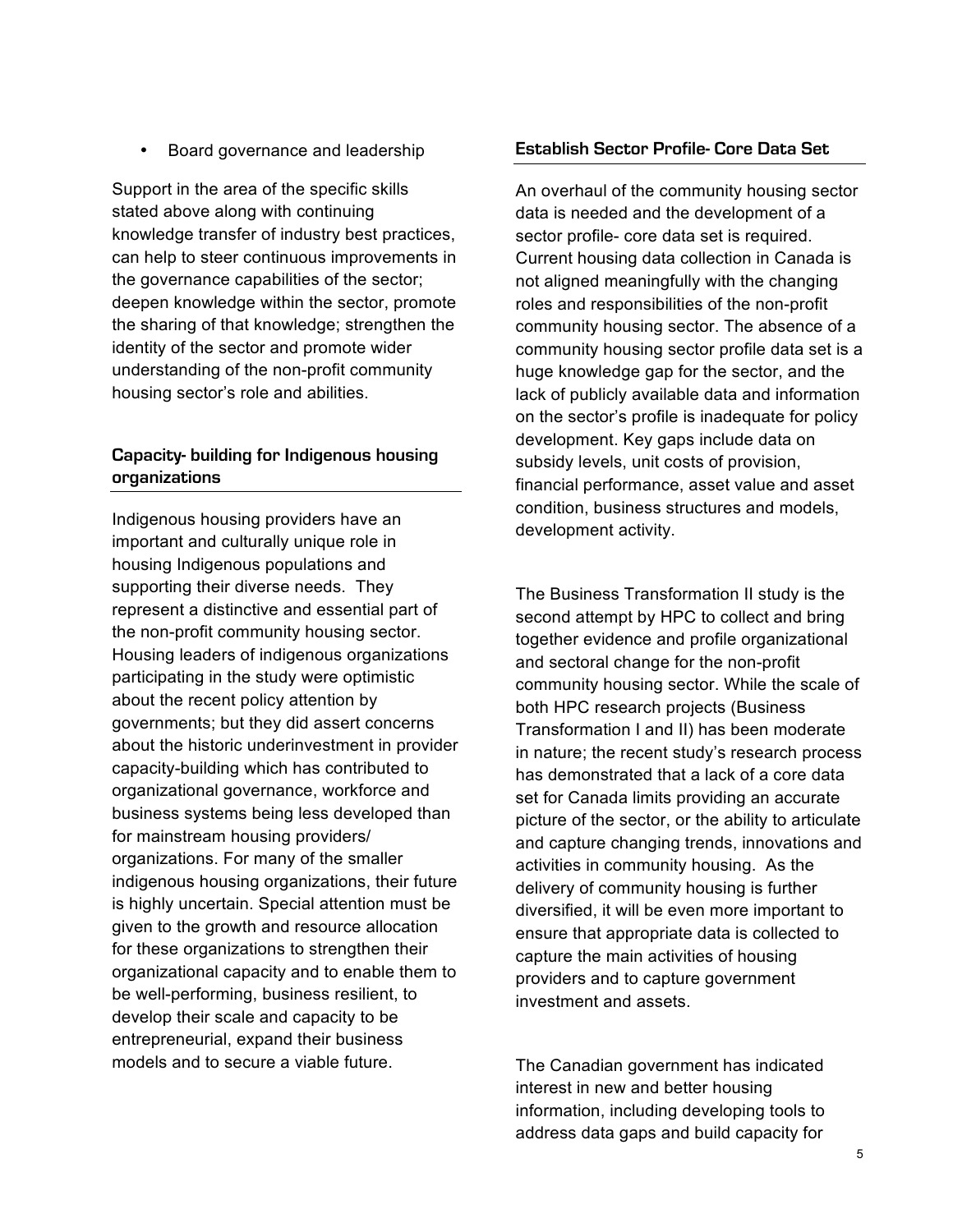- Board governance and leadership

Support in the area of the specific skills stated above along with continuing knowledge transfer of industry best practices, can help to steer continuous improvements in the governance capabilities of the sector; deepen knowledge within the sector, promote the sharing of that knowledge; strengthen the identity of the sector and promote wider understanding of the non-profit community housing sector's role and abilities.

### Capacity- building for Indigenous housing organizations

Indigenous housing providers have an important and culturally unique role in housing Indigenous populations and supporting their diverse needs. They represent a distinctive and essential part of the non-profit community housing sector. Housing leaders of indigenous organizations participating in the study were optimistic about the recent policy attention by governments; but they did assert concerns about the historic underinvestment in provider capacity-building which has contributed to organizational governance, workforce and business systems being less developed than for mainstream housing providers/ organizations. For many of the smaller indigenous housing organizations, their future is highly uncertain. Special attention must be given to the growth and resource allocation for these organizations to strengthen their organizational capacity and to enable them to be well-performing, business resilient, to develop their scale and capacity to be entrepreneurial, expand their business models and to secure a viable future.

### Establish Sector Profile- Core Data Set

An overhaul of the community housing sector data is needed and the development of a sector profile- core data set is required. Current housing data collection in Canada is not aligned meaningfully with the changing roles and responsibilities of the non-profit community housing sector. The absence of a community housing sector profile data set is a huge knowledge gap for the sector, and the lack of publicly available data and information on the sector's profile is inadequate for policy development. Key gaps include data on subsidy levels, unit costs of provision, financial performance, asset value and asset condition, business structures and models, development activity.

The Business Transformation II study is the second attempt by HPC to collect and bring together evidence and profile organizational and sectoral change for the non-profit community housing sector. While the scale of both HPC research projects (Business Transformation I and II) has been moderate in nature; the recent study's research process has demonstrated that a lack of a core data set for Canada limits providing an accurate picture of the sector, or the ability to articulate and capture changing trends, innovations and activities in community housing. As the delivery of community housing is further diversified, it will be even more important to ensure that appropriate data is collected to capture the main activities of housing providers and to capture government investment and assets.

The Canadian government has indicated interest in new and better housing information, including developing tools to address data gaps and build capacity for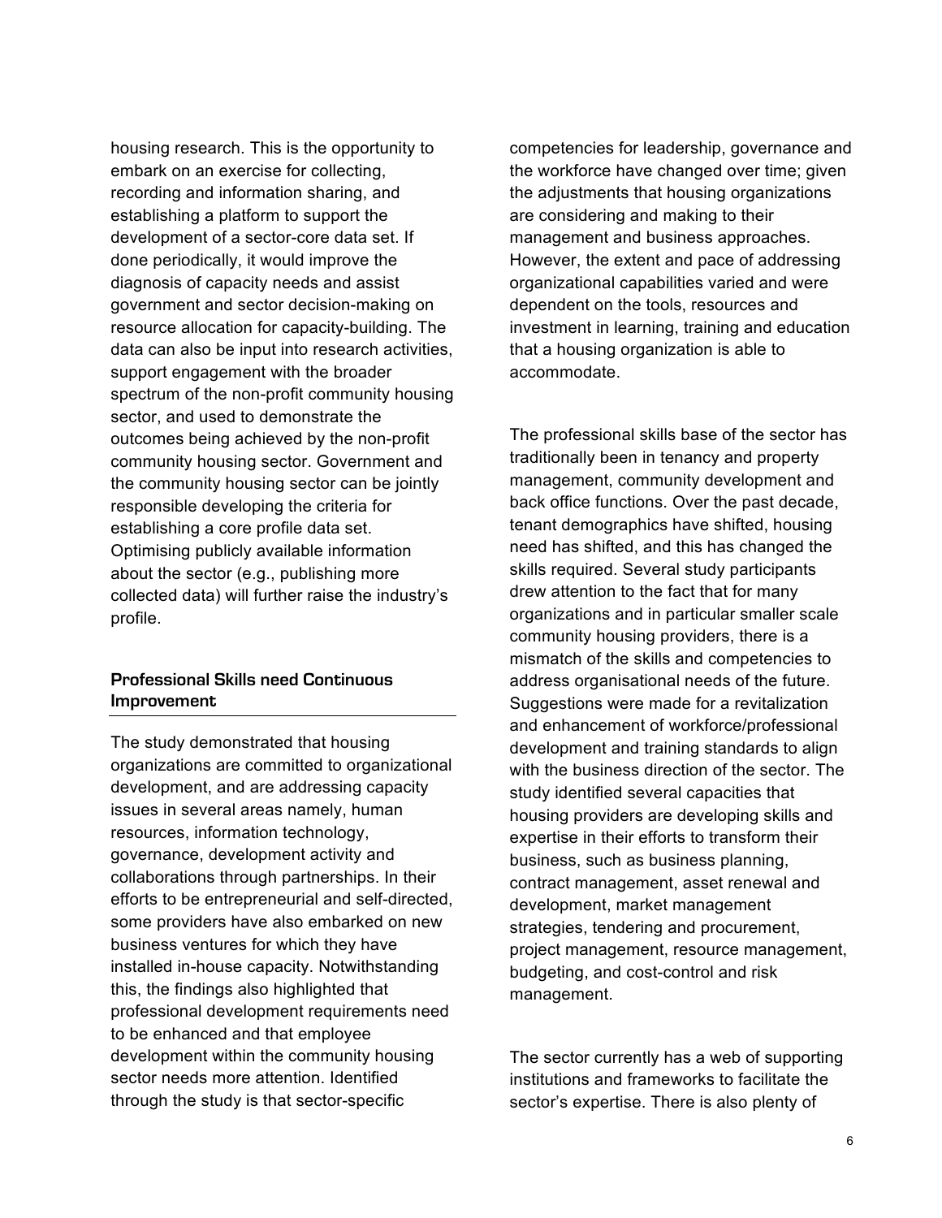housing research. This is the opportunity to embark on an exercise for collecting, recording and information sharing, and establishing a platform to support the development of a sector-core data set. If done periodically, it would improve the diagnosis of capacity needs and assist government and sector decision-making on resource allocation for capacity-building. The data can also be input into research activities, support engagement with the broader spectrum of the non-profit community housing sector, and used to demonstrate the outcomes being achieved by the non-profit community housing sector. Government and the community housing sector can be jointly responsible developing the criteria for establishing a core profile data set. Optimising publicly available information about the sector (e.g., publishing more collected data) will further raise the industry's profile.

### Professional Skills need Continuous Improvement

The study demonstrated that housing organizations are committed to organizational development, and are addressing capacity issues in several areas namely, human resources, information technology, governance, development activity and collaborations through partnerships. In their efforts to be entrepreneurial and self-directed, some providers have also embarked on new business ventures for which they have installed in-house capacity. Notwithstanding this, the findings also highlighted that professional development requirements need to be enhanced and that employee development within the community housing sector needs more attention. Identified through the study is that sector-specific competencies for leadership, governance and the workforce have changed over time; given the adjustments that housing organizations are considering and making to their management and business approaches. However, the extent and pace of addressing organizational capabilities varied and were dependent on the tools, resources and investment in learning, training and education that a housing organization is able to accommodate.

The professional skills base of the sector has traditionally been in tenancy and property management, community development and back office functions. Over the past decade, tenant demographics have shifted, housing need has shifted, and this has changed the skills required. Several study participants drew attention to the fact that for many organizations and in particular smaller scale community housing providers, there is a mismatch of the skills and competencies to address organisational needs of the future. Suggestions were made for a revitalization and enhancement of workforce/professional development and training standards to align with the business direction of the sector. The study identified several capacities that housing providers are developing skills and expertise in their efforts to transform their business, such as business planning, contract management, asset renewal and development, market management strategies, tendering and procurement, project management, resource management, budgeting, and cost-control and risk management.

The sector currently has a web of supporting institutions and frameworks to facilitate the sector's expertise. There is also plenty of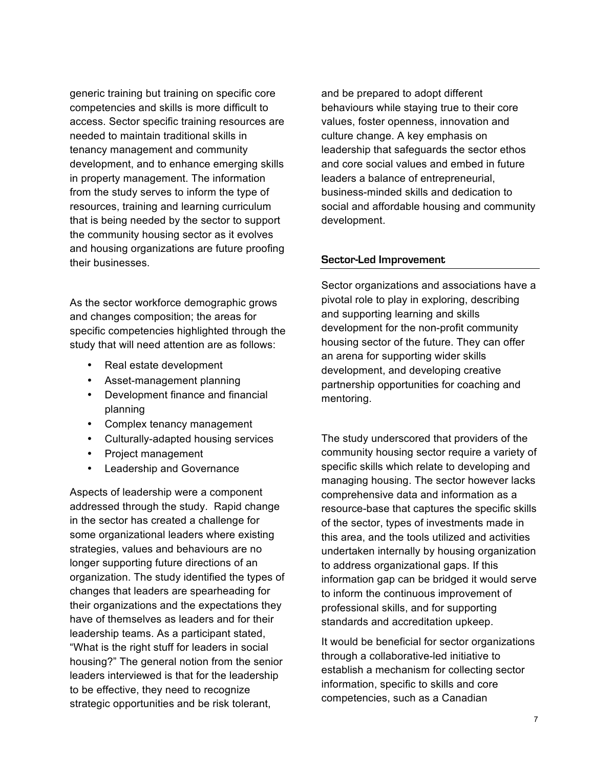generic training but training on specific core competencies and skills is more difficult to access. Sector specific training resources are needed to maintain traditional skills in tenancy management and community development, and to enhance emerging skills in property management. The information from the study serves to inform the type of resources, training and learning curriculum that is being needed by the sector to support the community housing sector as it evolves and housing organizations are future proofing their businesses.

As the sector workforce demographic grows and changes composition; the areas for specific competencies highlighted through the study that will need attention are as follows:

- Real estate development
- Asset-management planning
- Development finance and financial planning
- Complex tenancy management
- Culturally-adapted housing services
- Project management
- Leadership and Governance

Aspects of leadership were a component addressed through the study. Rapid change in the sector has created a challenge for some organizational leaders where existing strategies, values and behaviours are no longer supporting future directions of an organization. The study identified the types of changes that leaders are spearheading for their organizations and the expectations they have of themselves as leaders and for their leadership teams. As a participant stated, "What is the right stuff for leaders in social housing?" The general notion from the senior leaders interviewed is that for the leadership to be effective, they need to recognize strategic opportunities and be risk tolerant, and be prepared to adopt different behaviours while staying true to their core values, foster openness, innovation and culture change. A key emphasis on leadership that safeguards the sector ethos and core social values and embed in future leaders a balance of entrepreneurial, business-minded skills and dedication to social and affordable housing and community development.

## Sector-Led Improvement

Sector organizations and associations have a pivotal role to play in exploring, describing and supporting learning and skills development for the non-profit community housing sector of the future. They can offer an arena for supporting wider skills development, and developing creative partnership opportunities for coaching and mentoring.

The study underscored that providers of the community housing sector require a variety of specific skills which relate to developing and managing housing. The sector however lacks comprehensive data and information as a resource-base that captures the specific skills of the sector, types of investments made in this area, and the tools utilized and activities undertaken internally by housing organization to address organizational gaps. If this information gap can be bridged it would serve to inform the continuous improvement of professional skills, and for supporting standards and accreditation upkeep.

It would be beneficial for sector organizations through a collaborative-led initiative to establish a mechanism for collecting sector information, specific to skills and core competencies, such as a Canadian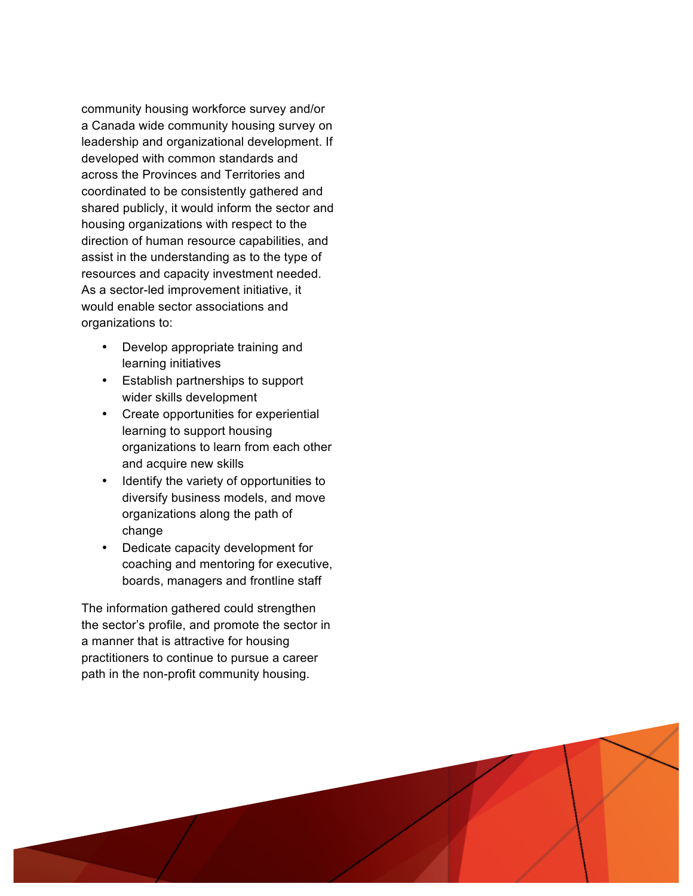community housing workforce survey and/or a Canada wide community housing survey on leadership and organizational development. If developed with common standards and across the Provinces and Territories and coordinated to be consistently gathered and shared publicly, it would inform the sector and housing organizations with respect to the direction of human resource capabilities, and assist in the understanding as to the type of resources and capacity investment needed. As a sector-led improvement initiative, it would enable sector associations and organizations to:

- Develop appropriate training and learning initiatives
- Establish partnerships to support wider skills development
- Create opportunities for experiential learning to support housing organizations to learn from each other and acquire new skills
- Identify the variety of opportunities to diversify business models, and move organizations along the path of change
- Dedicate capacity development for coaching and mentoring for executive, boards, managers and frontline staff

The information gathered could strengthen the sector's profile, and promote the sector in a manner that is attractive for housing practitioners to continue to pursue a career path in the non-profit community housing.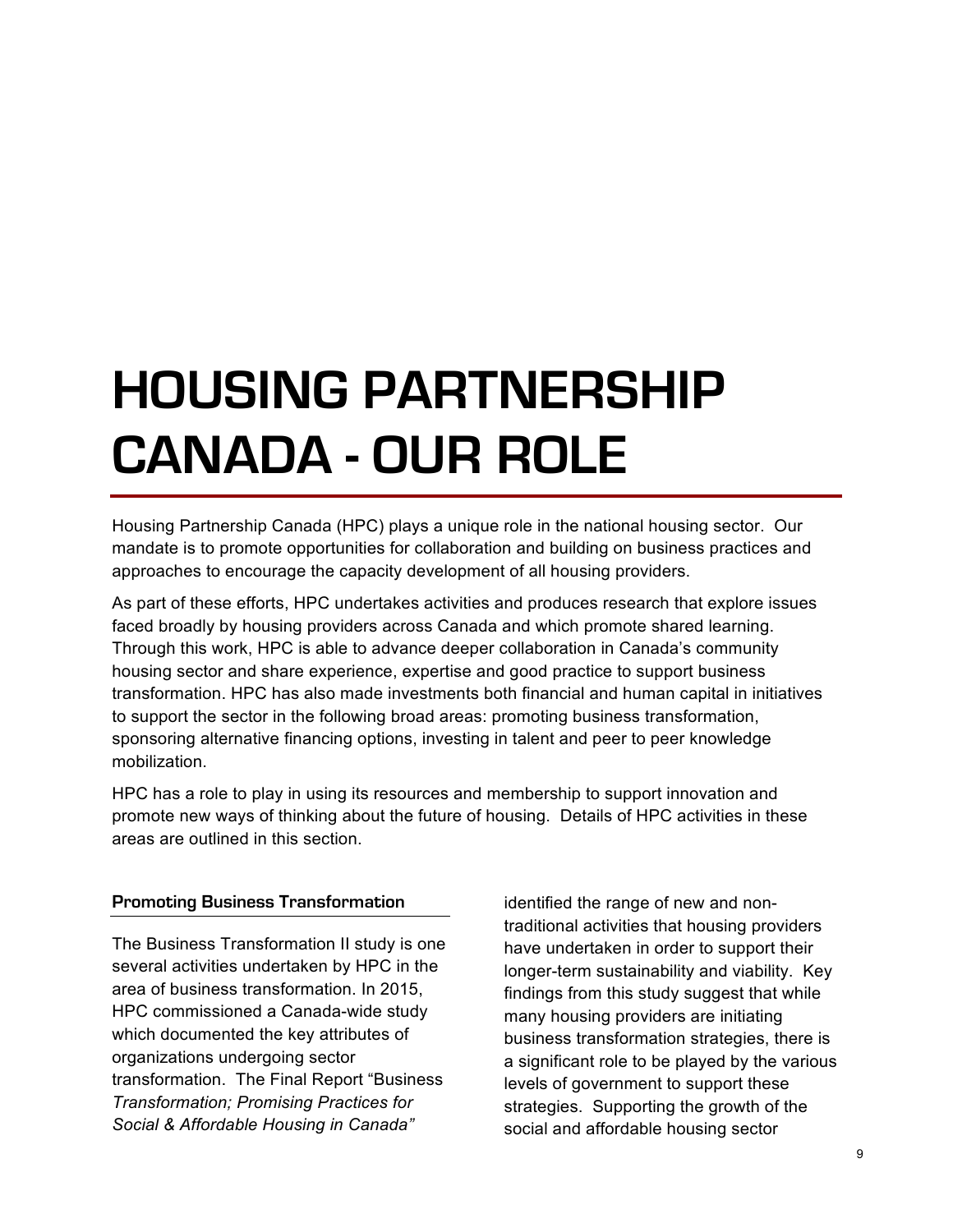# HOUSING PARTNERSHIP CANADA - OUR ROLE

Housing Partnership Canada (HPC) plays a unique role in the national housing sector. Our mandate is to promote opportunities for collaboration and building on business practices and approaches to encourage the capacity development of all housing providers.

As part of these efforts, HPC undertakes activities and produces research that explore issues faced broadly by housing providers across Canada and which promote shared learning. Through this work, HPC is able to advance deeper collaboration in Canada's community housing sector and share experience, expertise and good practice to support business transformation. HPC has also made investments both financial and human capital in initiatives to support the sector in the following broad areas: promoting business transformation, sponsoring alternative financing options, investing in talent and peer to peer knowledge mobilization.

HPC has a role to play in using its resources and membership to support innovation and promote new ways of thinking about the future of housing. Details of HPC activities in these areas are outlined in this section.

### Promoting Business Transformation

The Business Transformation II study is one several activities undertaken by HPC in the area of business transformation. In 2015, HPC commissioned a Canada-wide study which documented the key attributes of organizations undergoing sector transformation. The Final Report "Business *Transformation; Promising Practices for Social & Affordable Housing in Canada"* identified the range of new and non-traditional activities that housing providers have undertaken in order to support their longer-term sustainability and viability. Key findings from this study suggest that while many housing providers are initiating business transformation strategies, there is a significant role to be played by the various levels of government to support these strategies. Supporting the growth of the social and affordable housing sector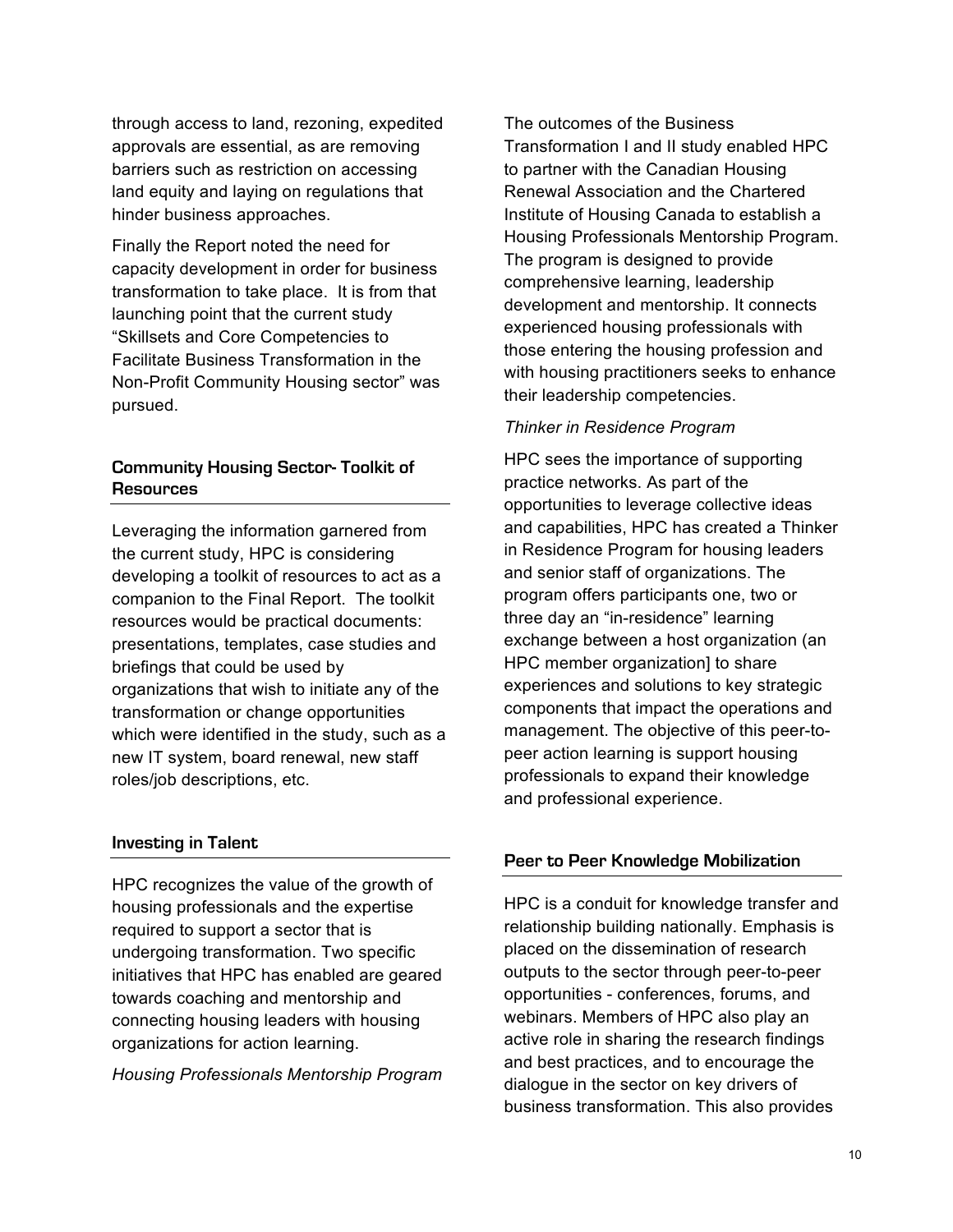through access to land, rezoning, expedited approvals are essential, as are removing barriers such as restriction on accessing land equity and laying on regulations that hinder business approaches.

Finally the Report noted the need for capacity development in order for business transformation to take place. It is from that launching point that the current study "Skillsets and Core Competencies to Facilitate Business Transformation in the Non-Profit Community Housing sector" was pursued.

## Community Housing Sector- Toolkit of Resources

Leveraging the information garnered from the current study, HPC is considering developing a toolkit of resources to act as a companion to the Final Report. The toolkit resources would be practical documents: presentations, templates, case studies and briefings that could be used by organizations that wish to initiate any of the transformation or change opportunities which were identified in the study, such as a new IT system, board renewal, new staff roles/job descriptions, etc.

## Investing in Talent

HPC recognizes the value of the growth of housing professionals and the expertise required to support a sector that is undergoing transformation. Two specific initiatives that HPC has enabled are geared towards coaching and mentorship and connecting housing leaders with housing organizations for action learning.

*Housing Professionals Mentorship Program*

The outcomes of the Business Transformation I and II study enabled HPC to partner with the Canadian Housing Renewal Association and the Chartered Institute of Housing Canada to establish a Housing Professionals Mentorship Program. The program is designed to provide comprehensive learning, leadership development and mentorship. It connects experienced housing professionals with those entering the housing profession and with housing practitioners seeks to enhance their leadership competencies.

*Thinker in Residence Program*

HPC sees the importance of supporting practice networks. As part of the opportunities to leverage collective ideas and capabilities, HPC has created a Thinker in Residence Program for housing leaders and senior staff of organizations. The program offers participants one, two or three day an "in-residence" learning exchange between a host organization (an HPC member organization] to share experiences and solutions to key strategic components that impact the operations and management. The objective of this peer-to-peer action learning is support housing professionals to expand their knowledge and professional experience.

## Peer to Peer Knowledge Mobilization

HPC is a conduit for knowledge transfer and relationship building nationally. Emphasis is placed on the dissemination of research outputs to the sector through peer-to-peer opportunities - conferences, forums, and webinars. Members of HPC also play an active role in sharing the research findings and best practices, and to encourage the dialogue in the sector on key drivers of business transformation. This also provides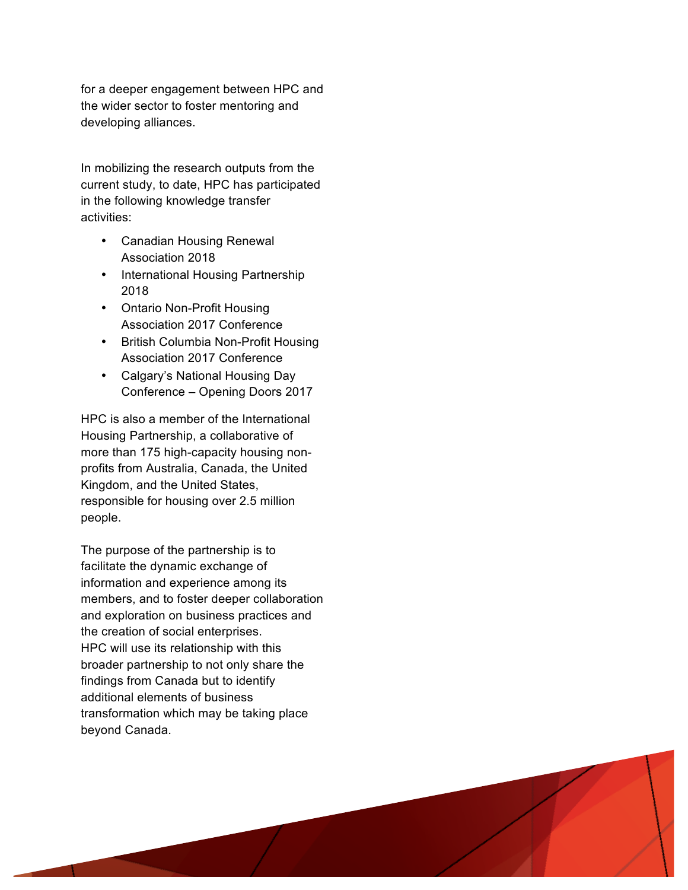for a deeper engagement between HPC and the wider sector to foster mentoring and developing alliances.

In mobilizing the research outputs from the current study, to date, HPC has participated in the following knowledge transfer activities:

- Canadian Housing Renewal Association 2018
- International Housing Partnership 2018
- Ontario Non-Profit Housing Association 2017 Conference
- British Columbia Non-Profit Housing Association 2017 Conference
- Calgary's National Housing Day Conference – Opening Doors 2017

HPC is also a member of the International Housing Partnership, a collaborative of more than 175 high-capacity housing non-profits from Australia, Canada, the United Kingdom, and the United States, responsible for housing over 2.5 million people.

The purpose of the partnership is to facilitate the dynamic exchange of information and experience among its members, and to foster deeper collaboration and exploration on business practices and the creation of social enterprises. HPC will use its relationship with this broader partnership to not only share the findings from Canada but to identify additional elements of business transformation which may be taking place beyond Canada.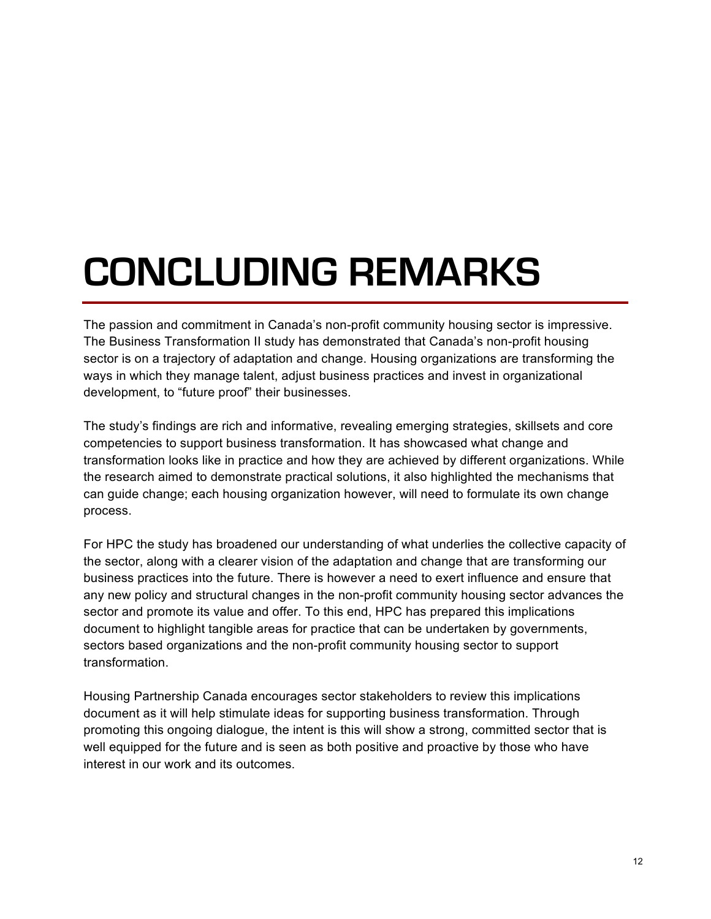# CONCLUDING REMARKS

The passion and commitment in Canada's non-profit community housing sector is impressive. The Business Transformation II study has demonstrated that Canada's non-profit housing sector is on a trajectory of adaptation and change. Housing organizations are transforming the ways in which they manage talent, adjust business practices and invest in organizational development, to "future proof" their businesses.

The study's findings are rich and informative, revealing emerging strategies, skillsets and core competencies to support business transformation. It has showcased what change and transformation looks like in practice and how they are achieved by different organizations. While the research aimed to demonstrate practical solutions, it also highlighted the mechanisms that can guide change; each housing organization however, will need to formulate its own change process.

For HPC the study has broadened our understanding of what underlies the collective capacity of the sector, along with a clearer vision of the adaptation and change that are transforming our business practices into the future. There is however a need to exert influence and ensure that any new policy and structural changes in the non-profit community housing sector advances the sector and promote its value and offer. To this end, HPC has prepared this implications document to highlight tangible areas for practice that can be undertaken by governments, sectors based organizations and the non-profit community housing sector to support transformation.

Housing Partnership Canada encourages sector stakeholders to review this implications document as it will help stimulate ideas for supporting business transformation. Through promoting this ongoing dialogue, the intent is this will show a strong, committed sector that is well equipped for the future and is seen as both positive and proactive by those who have interest in our work and its outcomes.